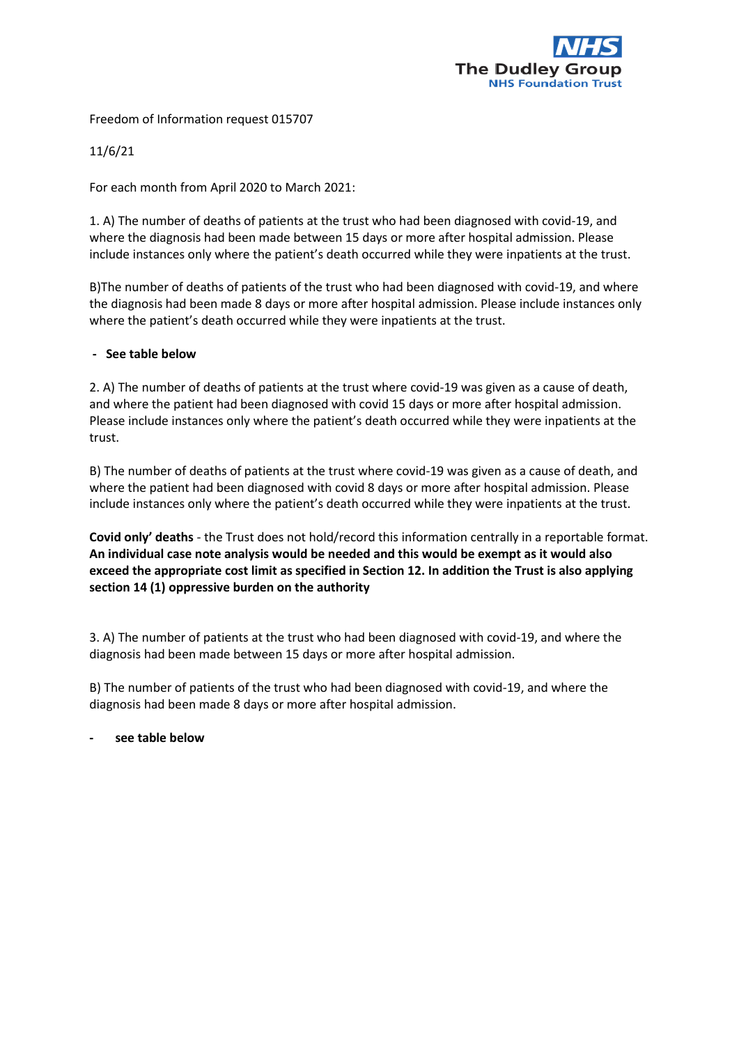Freedom of Information request 015707

11/6/21

For each month from April 2020 to March 2021:

1. A) The number of deaths of patients at the trust who had been diagnosed with covid-19, and where the diagnosis had been made between 15 days or more after hospital admission. Please include instances only where the patient's death occurred while they were inpatients at the trust.

B)The number of deaths of patients of the trust who had been diagnosed with covid-19, and where the diagnosis had been made 8 days or more after hospital admission. Please include instances only where the patient's death occurred while they were inpatients at the trust.

- **See table below**

2. A) The number of deaths of patients at the trust where covid-19 was given as a cause of death, and where the patient had been diagnosed with covid 15 days or more after hospital admission. Please include instances only where the patient's death occurred while they were inpatients at the trust.

B) The number of deaths of patients at the trust where covid-19 was given as a cause of death, and where the patient had been diagnosed with covid 8 days or more after hospital admission. Please include instances only where the patient's death occurred while they were inpatients at the trust.

**Covid only' deaths** - the Trust does not hold/record this information centrally in a reportable format. **An individual case note analysis would be needed and this would be exempt as it would also exceed the appropriate cost limit as specified in Section 12. In addition the Trust is also applying section 14 (1) oppressive burden on the authority**

3. A) The number of patients at the trust who had been diagnosed with covid-19, and where the diagnosis had been made between 15 days or more after hospital admission.

B) The number of patients of the trust who had been diagnosed with covid-19, and where the diagnosis had been made 8 days or more after hospital admission.

- **see table below**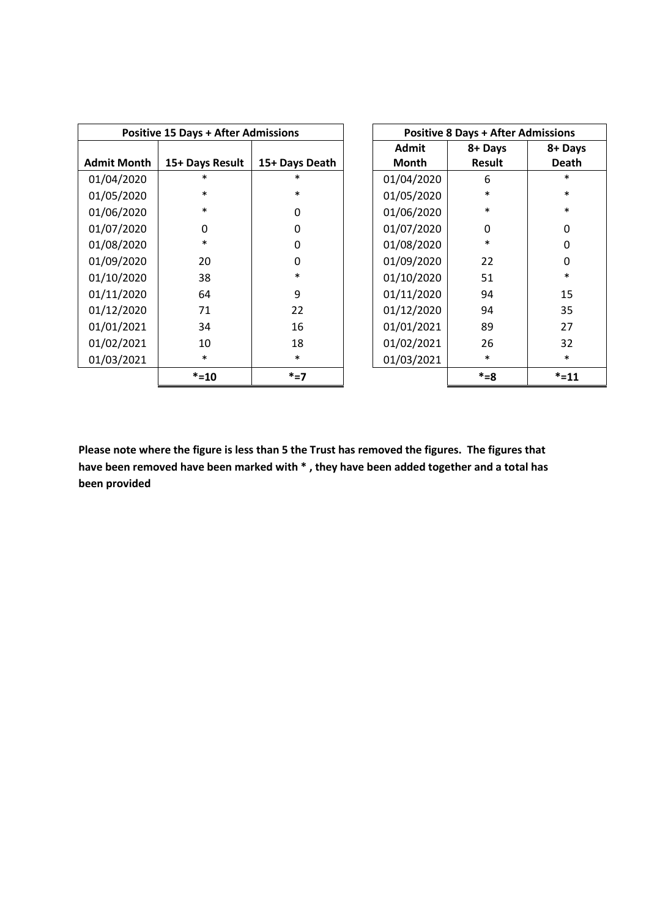| Positive 15 Days + After Admissions | | |
| --- | --- | --- |
| **Admit Month** | **15+ Days Result** | **15+ Days Death** |
| 01/04/2020 | * | * |
| 01/05/2020 | * | * |
| 01/06/2020 | * | 0 |
| 01/07/2020 | 0 | 0 |
| 01/08/2020 | * | 0 |
| 01/09/2020 | 20 | 0 |
| 01/10/2020 | 38 | * |
| 01/11/2020 | 64 | 9 |
| 01/12/2020 | 71 | 22 |
| 01/01/2021 | 34 | 16 |
| 01/02/2021 | 10 | 18 |
| 01/03/2021 | * | * |
| | ***=10** | ***=7** |

| Positive 8 Days + After Admissions | | |
| --- | --- | --- |
| **Admit Month** | **8+ Days Result** | **8+ Days Death** |
| 01/04/2020 | 6 | * |
| 01/05/2020 | * | * |
| 01/06/2020 | * | * |
| 01/07/2020 | 0 | 0 |
| 01/08/2020 | * | 0 |
| 01/09/2020 | 22 | 0 |
| 01/10/2020 | 51 | * |
| 01/11/2020 | 94 | 15 |
| 01/12/2020 | 94 | 35 |
| 01/01/2021 | 89 | 27 |
| 01/02/2021 | 26 | 32 |
| 01/03/2021 | * | * |
| | ***=8** | ***=11** |

**Please note where the figure is less than 5 the Trust has removed the figures. The figures that have been removed have been marked with * , they have been added together and a total has been provided**